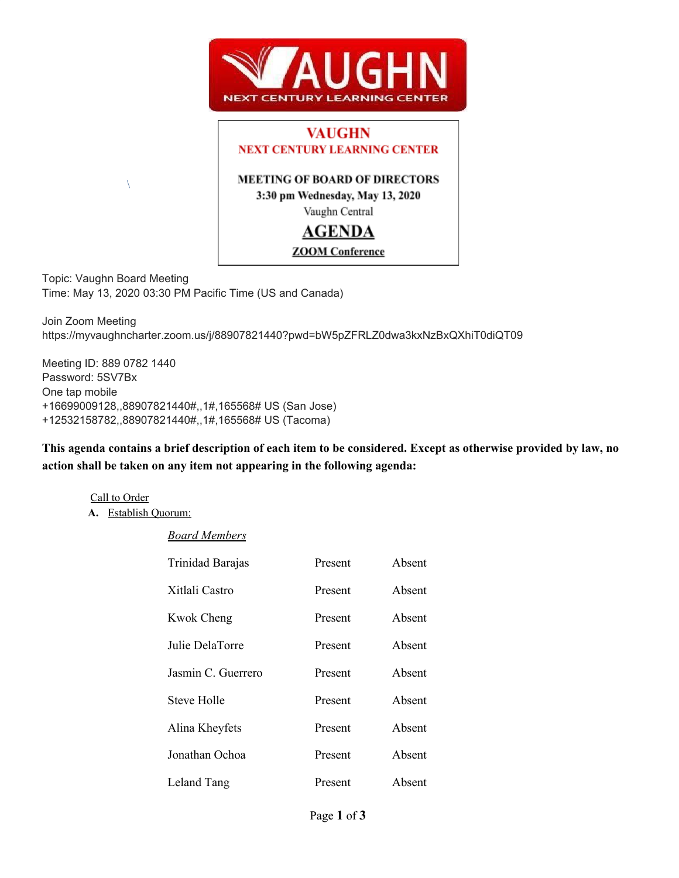# VAUGHN
## NEXT CENTURY LEARNING CENTER

**MEETING OF BOARD OF DIRECTORS**
**3:30 pm Wednesday, May 13, 2020**
Vaughn Central

## AGENDA

**ZOOM Conference**

Topic: Vaughn Board Meeting
Time: May 13, 2020 03:30 PM Pacific Time (US and Canada)

Join Zoom Meeting
https://myvaughncharter.zoom.us/j/88907821440?pwd=bW5pZFRLZ0dwa3kxNzBxQXhiT0diQT09

Meeting ID: 889 0782 1440
Password: 5SV7Bx
One tap mobile
+16699009128,,88907821440#,,1#,165568# US (San Jose)
+12532158782,,88907821440#,,1#,165568# US (Tacoma)

**This agenda contains a brief description of each item to be considered. Except as otherwise provided by law, no action shall be taken on any item not appearing in the following agenda:**

Call to Order

**A.** Establish Quorum:

*Board Members*

| | | |
|---|---|---|
| Trinidad Barajas | Present | Absent |
| Xitlali Castro | Present | Absent |
| Kwok Cheng | Present | Absent |
| Julie DelaTorre | Present | Absent |
| Jasmin C. Guerrero | Present | Absent |
| Steve Holle | Present | Absent |
| Alina Kheyfets | Present | Absent |
| Jonathan Ochoa | Present | Absent |
| Leland Tang | Present | Absent |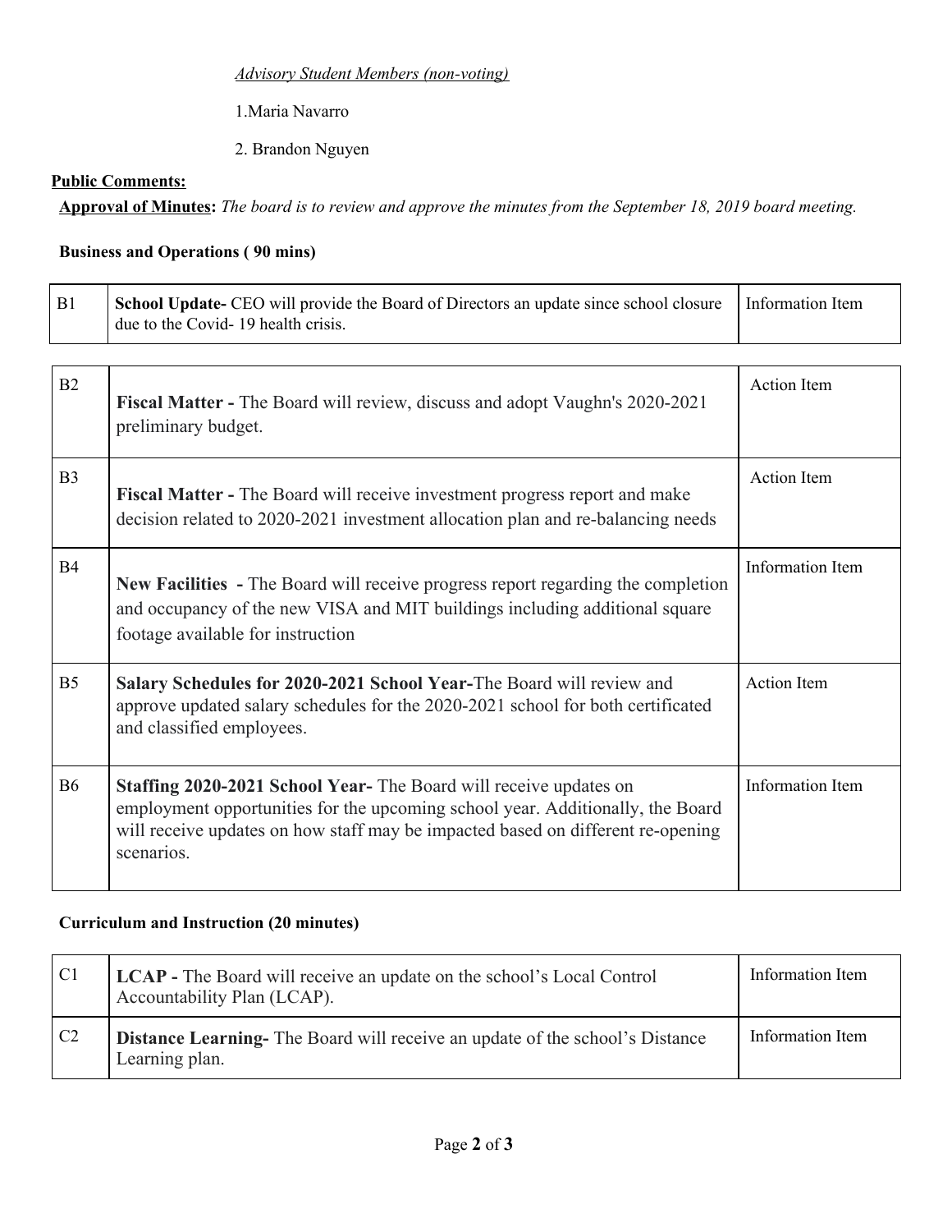*Advisory Student Members (non-voting)*

1.Maria Navarro

2. Brandon Nguyen

**Public Comments:**

**Approval of Minutes:** *The board is to review and approve the minutes from the September 18, 2019 board meeting.*

**Business and Operations ( 90 mins)**

| | | |
|---|---|---|
| B1 | **School Update-** CEO will provide the Board of Directors an update since school closure due to the Covid- 19 health crisis. | Information Item |

| | | |
|---|---|---|
| B2 | **Fiscal Matter -** The Board will review, discuss and adopt Vaughn's 2020-2021 preliminary budget. | Action Item |
| B3 | **Fiscal Matter -** The Board will receive investment progress report and make decision related to 2020-2021 investment allocation plan and re-balancing needs | Action Item |
| B4 | **New Facilities -** The Board will receive progress report regarding the completion and occupancy of the new VISA and MIT buildings including additional square footage available for instruction | Information Item |
| B5 | **Salary Schedules for 2020-2021 School Year-**The Board will review and approve updated salary schedules for the 2020-2021 school for both certificated and classified employees. | Action Item |
| B6 | **Staffing 2020-2021 School Year-** The Board will receive updates on employment opportunities for the upcoming school year. Additionally, the Board will receive updates on how staff may be impacted based on different re-opening scenarios. | Information Item |

**Curriculum and Instruction (20 minutes)**

| | | |
|---|---|---|
| C1 | **LCAP -** The Board will receive an update on the school's Local Control Accountability Plan (LCAP). | Information Item |
| C2 | **Distance Learning-** The Board will receive an update of the school's Distance Learning plan. | Information Item |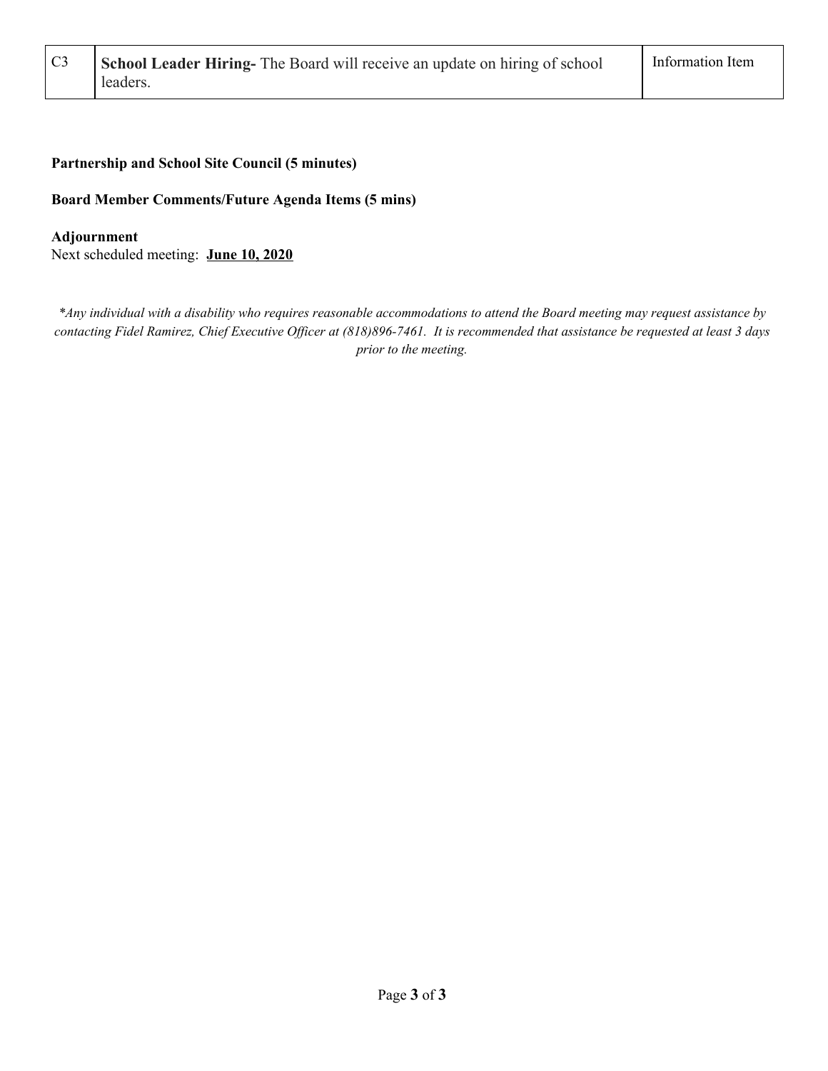| | | |
|---|---|---|
| C3 | **School Leader Hiring-** The Board will receive an update on hiring of school leaders. | Information Item |

**Partnership and School Site Council (5 minutes)**

**Board Member Comments/Future Agenda Items (5 mins)**

**Adjournment**
Next scheduled meeting: **June 10, 2020**

*\*Any individual with a disability who requires reasonable accommodations to attend the Board meeting may request assistance by contacting Fidel Ramirez, Chief Executive Officer at (818)896-7461. It is recommended that assistance be requested at least 3 days prior to the meeting.*